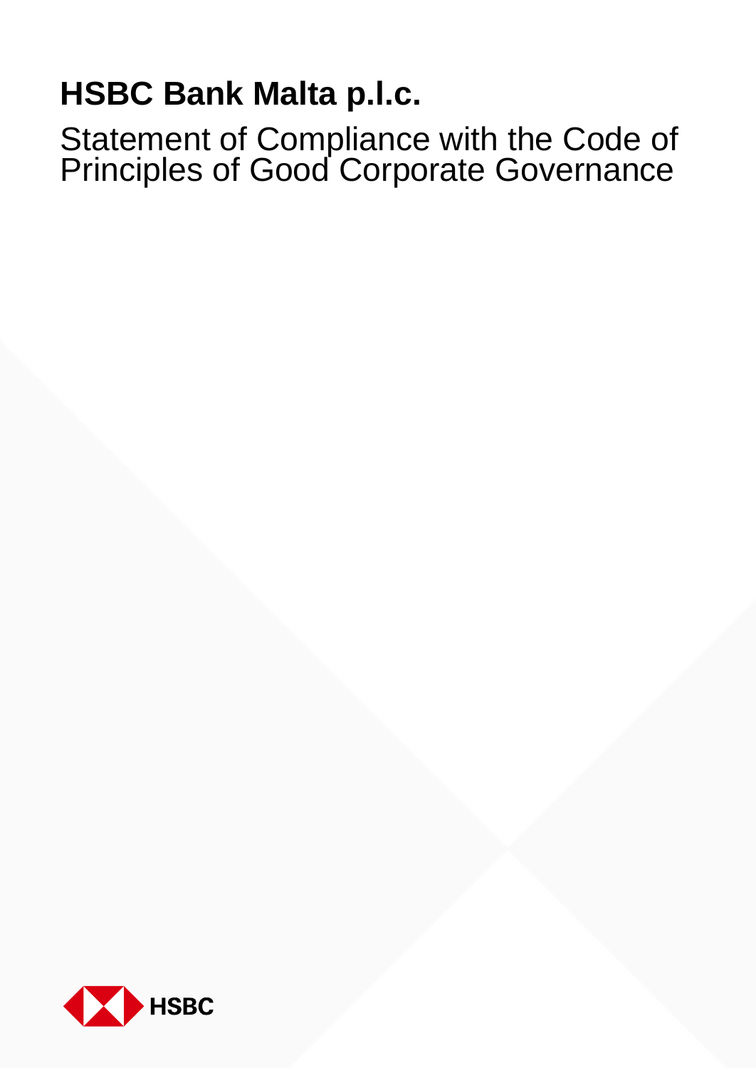# HSBC Bank Malta p.l.c.

## Statement of Compliance with the Code of Principles of Good Corporate Governance

HSBC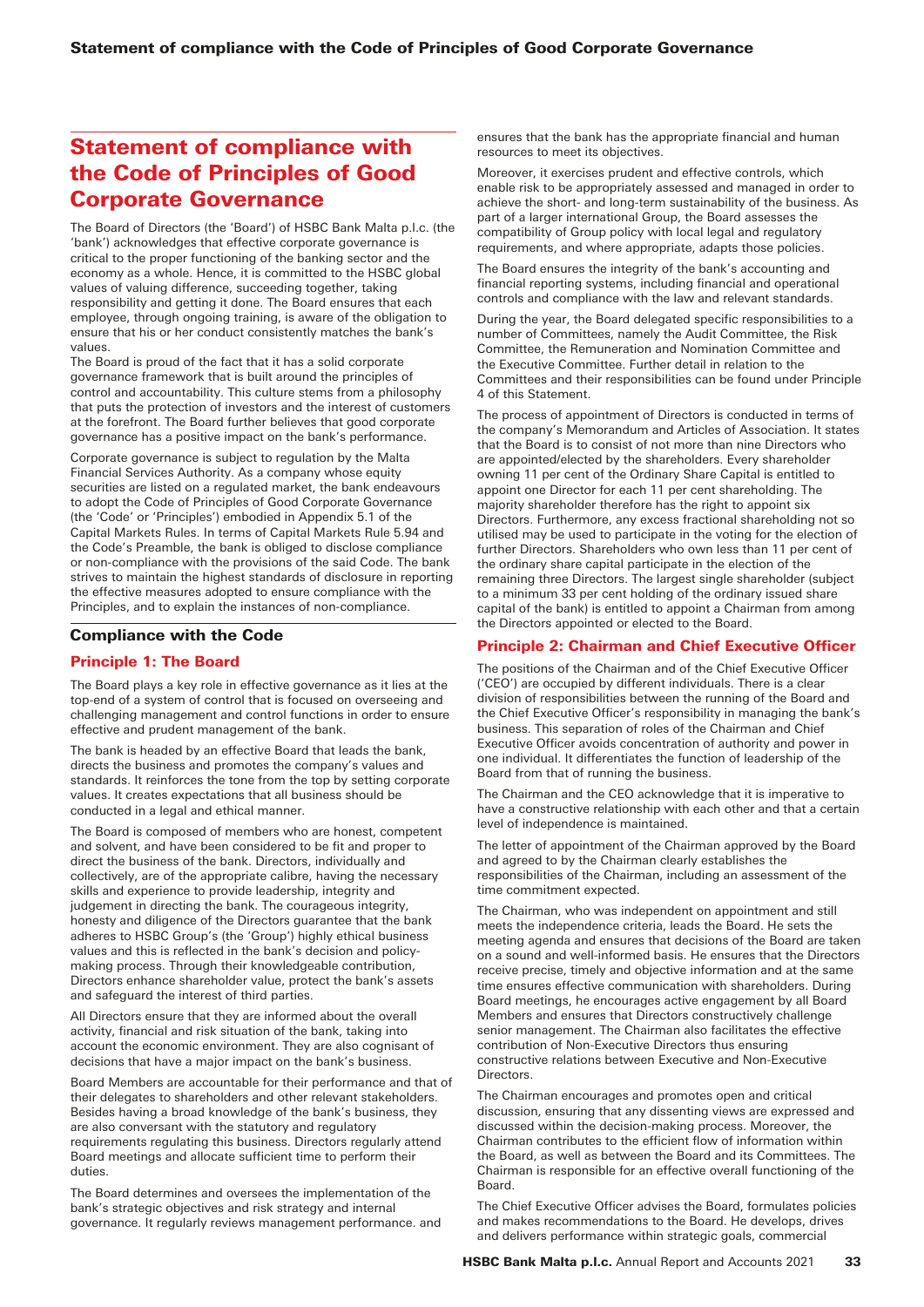# Statement of compliance with the Code of Principles of Good Corporate Governance

The Board of Directors (the 'Board') of HSBC Bank Malta p.l.c. (the 'bank') acknowledges that effective corporate governance is critical to the proper functioning of the banking sector and the economy as a whole. Hence, it is committed to the HSBC global values of valuing difference, succeeding together, taking responsibility and getting it done. The Board ensures that each employee, through ongoing training, is aware of the obligation to ensure that his or her conduct consistently matches the bank's values.

The Board is proud of the fact that it has a solid corporate governance framework that is built around the principles of control and accountability. This culture stems from a philosophy that puts the protection of investors and the interest of customers at the forefront. The Board further believes that good corporate governance has a positive impact on the bank's performance.

Corporate governance is subject to regulation by the Malta Financial Services Authority. As a company whose equity securities are listed on a regulated market, the bank endeavours to adopt the Code of Principles of Good Corporate Governance (the 'Code' or 'Principles') embodied in Appendix 5.1 of the Capital Markets Rules. In terms of Capital Markets Rule 5.94 and the Code's Preamble, the bank is obliged to disclose compliance or non-compliance with the provisions of the said Code. The bank strives to maintain the highest standards of disclosure in reporting the effective measures adopted to ensure compliance with the Principles, and to explain the instances of non-compliance.

## Compliance with the Code

### Principle 1: The Board

The Board plays a key role in effective governance as it lies at the top-end of a system of control that is focused on overseeing and challenging management and control functions in order to ensure effective and prudent management of the bank.

The bank is headed by an effective Board that leads the bank, directs the business and promotes the company's values and standards. It reinforces the tone from the top by setting corporate values. It creates expectations that all business should be conducted in a legal and ethical manner.

The Board is composed of members who are honest, competent and solvent, and have been considered to be fit and proper to direct the business of the bank. Directors, individually and collectively, are of the appropriate calibre, having the necessary skills and experience to provide leadership, integrity and judgement in directing the bank. The courageous integrity, honesty and diligence of the Directors guarantee that the bank adheres to HSBC Group's (the 'Group') highly ethical business values and this is reflected in the bank's decision and policy-making process. Through their knowledgeable contribution, Directors enhance shareholder value, protect the bank's assets and safeguard the interest of third parties.

All Directors ensure that they are informed about the overall activity, financial and risk situation of the bank, taking into account the economic environment. They are also cognisant of decisions that have a major impact on the bank's business.

Board Members are accountable for their performance and that of their delegates to shareholders and other relevant stakeholders. Besides having a broad knowledge of the bank's business, they are also conversant with the statutory and regulatory requirements regulating this business. Directors regularly attend Board meetings and allocate sufficient time to perform their duties.

The Board determines and oversees the implementation of the bank's strategic objectives and risk strategy and internal governance. It regularly reviews management performance. and ensures that the bank has the appropriate financial and human resources to meet its objectives.

Moreover, it exercises prudent and effective controls, which enable risk to be appropriately assessed and managed in order to achieve the short- and long-term sustainability of the business. As part of a larger international Group, the Board assesses the compatibility of Group policy with local legal and regulatory requirements, and where appropriate, adapts those policies.

The Board ensures the integrity of the bank's accounting and financial reporting systems, including financial and operational controls and compliance with the law and relevant standards.

During the year, the Board delegated specific responsibilities to a number of Committees, namely the Audit Committee, the Risk Committee, the Remuneration and Nomination Committee and the Executive Committee. Further detail in relation to the Committees and their responsibilities can be found under Principle 4 of this Statement.

The process of appointment of Directors is conducted in terms of the company's Memorandum and Articles of Association. It states that the Board is to consist of not more than nine Directors who are appointed/elected by the shareholders. Every shareholder owning 11 per cent of the Ordinary Share Capital is entitled to appoint one Director for each 11 per cent shareholding. The majority shareholder therefore has the right to appoint six Directors. Furthermore, any excess fractional shareholding not so utilised may be used to participate in the voting for the election of further Directors. Shareholders who own less than 11 per cent of the ordinary share capital participate in the election of the remaining three Directors. The largest single shareholder (subject to a minimum 33 per cent holding of the ordinary issued share capital of the bank) is entitled to appoint a Chairman from among the Directors appointed or elected to the Board.

### Principle 2: Chairman and Chief Executive Officer

The positions of the Chairman and of the Chief Executive Officer ('CEO') are occupied by different individuals. There is a clear division of responsibilities between the running of the Board and the Chief Executive Officer's responsibility in managing the bank's business. This separation of roles of the Chairman and Chief Executive Officer avoids concentration of authority and power in one individual. It differentiates the function of leadership of the Board from that of running the business.

The Chairman and the CEO acknowledge that it is imperative to have a constructive relationship with each other and that a certain level of independence is maintained.

The letter of appointment of the Chairman approved by the Board and agreed to by the Chairman clearly establishes the responsibilities of the Chairman, including an assessment of the time commitment expected.

The Chairman, who was independent on appointment and still meets the independence criteria, leads the Board. He sets the meeting agenda and ensures that decisions of the Board are taken on a sound and well-informed basis. He ensures that the Directors receive precise, timely and objective information and at the same time ensures effective communication with shareholders. During Board meetings, he encourages active engagement by all Board Members and ensures that Directors constructively challenge senior management. The Chairman also facilitates the effective contribution of Non-Executive Directors thus ensuring constructive relations between Executive and Non-Executive Directors.

The Chairman encourages and promotes open and critical discussion, ensuring that any dissenting views are expressed and discussed within the decision-making process. Moreover, the Chairman contributes to the efficient flow of information within the Board, as well as between the Board and its Committees. The Chairman is responsible for an effective overall functioning of the Board.

The Chief Executive Officer advises the Board, formulates policies and makes recommendations to the Board. He develops, drives and delivers performance within strategic goals, commercial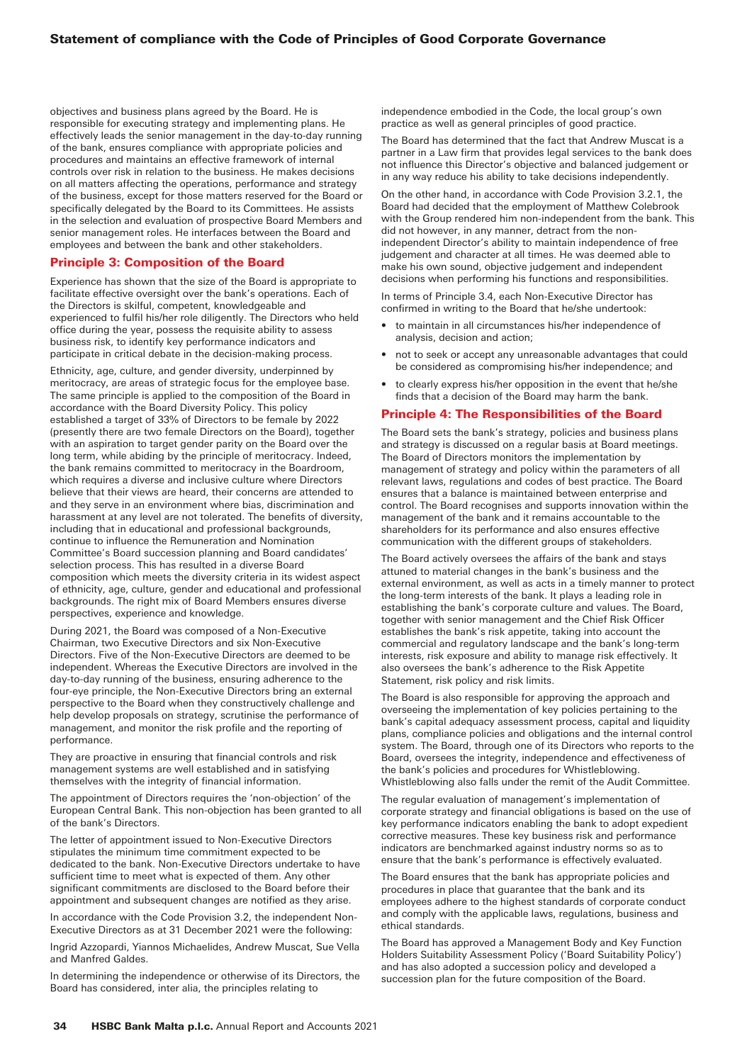objectives and business plans agreed by the Board. He is responsible for executing strategy and implementing plans. He effectively leads the senior management in the day-to-day running of the bank, ensures compliance with appropriate policies and procedures and maintains an effective framework of internal controls over risk in relation to the business. He makes decisions on all matters affecting the operations, performance and strategy of the business, except for those matters reserved for the Board or specifically delegated by the Board to its Committees. He assists in the selection and evaluation of prospective Board Members and senior management roles. He interfaces between the Board and employees and between the bank and other stakeholders.

## Principle 3: Composition of the Board

Experience has shown that the size of the Board is appropriate to facilitate effective oversight over the bank's operations. Each of the Directors is skilful, competent, knowledgeable and experienced to fulfil his/her role diligently. The Directors who held office during the year, possess the requisite ability to assess business risk, to identify key performance indicators and participate in critical debate in the decision-making process.

Ethnicity, age, culture, and gender diversity, underpinned by meritocracy, are areas of strategic focus for the employee base. The same principle is applied to the composition of the Board in accordance with the Board Diversity Policy. This policy established a target of 33% of Directors to be female by 2022 (presently there are two female Directors on the Board), together with an aspiration to target gender parity on the Board over the long term, while abiding by the principle of meritocracy. Indeed, the bank remains committed to meritocracy in the Boardroom, which requires a diverse and inclusive culture where Directors believe that their views are heard, their concerns are attended to and they serve in an environment where bias, discrimination and harassment at any level are not tolerated. The benefits of diversity, including that in educational and professional backgrounds, continue to influence the Remuneration and Nomination Committee's Board succession planning and Board candidates' selection process. This has resulted in a diverse Board composition which meets the diversity criteria in its widest aspect of ethnicity, age, culture, gender and educational and professional backgrounds. The right mix of Board Members ensures diverse perspectives, experience and knowledge.

During 2021, the Board was composed of a Non-Executive Chairman, two Executive Directors and six Non-Executive Directors. Five of the Non-Executive Directors are deemed to be independent. Whereas the Executive Directors are involved in the day-to-day running of the business, ensuring adherence to the four-eye principle, the Non-Executive Directors bring an external perspective to the Board when they constructively challenge and help develop proposals on strategy, scrutinise the performance of management, and monitor the risk profile and the reporting of performance.

They are proactive in ensuring that financial controls and risk management systems are well established and in satisfying themselves with the integrity of financial information.

The appointment of Directors requires the 'non-objection' of the European Central Bank. This non-objection has been granted to all of the bank's Directors.

The letter of appointment issued to Non-Executive Directors stipulates the minimum time commitment expected to be dedicated to the bank. Non-Executive Directors undertake to have sufficient time to meet what is expected of them. Any other significant commitments are disclosed to the Board before their appointment and subsequent changes are notified as they arise.

In accordance with the Code Provision 3.2, the independent Non-Executive Directors as at 31 December 2021 were the following:

Ingrid Azzopardi, Yiannos Michaelides, Andrew Muscat, Sue Vella and Manfred Galdes.

In determining the independence or otherwise of its Directors, the Board has considered, inter alia, the principles relating to independence embodied in the Code, the local group's own practice as well as general principles of good practice.

The Board has determined that the fact that Andrew Muscat is a partner in a Law firm that provides legal services to the bank does not influence this Director's objective and balanced judgement or in any way reduce his ability to take decisions independently.

On the other hand, in accordance with Code Provision 3.2.1, the Board had decided that the employment of Matthew Colebrook with the Group rendered him non-independent from the bank. This did not however, in any manner, detract from the non-independent Director's ability to maintain independence of free judgement and character at all times. He was deemed able to make his own sound, objective judgement and independent decisions when performing his functions and responsibilities.

In terms of Principle 3.4, each Non-Executive Director has confirmed in writing to the Board that he/she undertook:

- to maintain in all circumstances his/her independence of analysis, decision and action;
- not to seek or accept any unreasonable advantages that could be considered as compromising his/her independence; and
- to clearly express his/her opposition in the event that he/she finds that a decision of the Board may harm the bank.

## Principle 4: The Responsibilities of the Board

The Board sets the bank's strategy, policies and business plans and strategy is discussed on a regular basis at Board meetings. The Board of Directors monitors the implementation by management of strategy and policy within the parameters of all relevant laws, regulations and codes of best practice. The Board ensures that a balance is maintained between enterprise and control. The Board recognises and supports innovation within the management of the bank and it remains accountable to the shareholders for its performance and also ensures effective communication with the different groups of stakeholders.

The Board actively oversees the affairs of the bank and stays attuned to material changes in the bank's business and the external environment, as well as acts in a timely manner to protect the long-term interests of the bank. It plays a leading role in establishing the bank's corporate culture and values. The Board, together with senior management and the Chief Risk Officer establishes the bank's risk appetite, taking into account the commercial and regulatory landscape and the bank's long-term interests, risk exposure and ability to manage risk effectively. It also oversees the bank's adherence to the Risk Appetite Statement, risk policy and risk limits.

The Board is also responsible for approving the approach and overseeing the implementation of key policies pertaining to the bank's capital adequacy assessment process, capital and liquidity plans, compliance policies and obligations and the internal control system. The Board, through one of its Directors who reports to the Board, oversees the integrity, independence and effectiveness of the bank's policies and procedures for Whistleblowing. Whistleblowing also falls under the remit of the Audit Committee.

The regular evaluation of management's implementation of corporate strategy and financial obligations is based on the use of key performance indicators enabling the bank to adopt expedient corrective measures. These key business risk and performance indicators are benchmarked against industry norms so as to ensure that the bank's performance is effectively evaluated.

The Board ensures that the bank has appropriate policies and procedures in place that guarantee that the bank and its employees adhere to the highest standards of corporate conduct and comply with the applicable laws, regulations, business and ethical standards.

The Board has approved a Management Body and Key Function Holders Suitability Assessment Policy ('Board Suitability Policy') and has also adopted a succession policy and developed a succession plan for the future composition of the Board.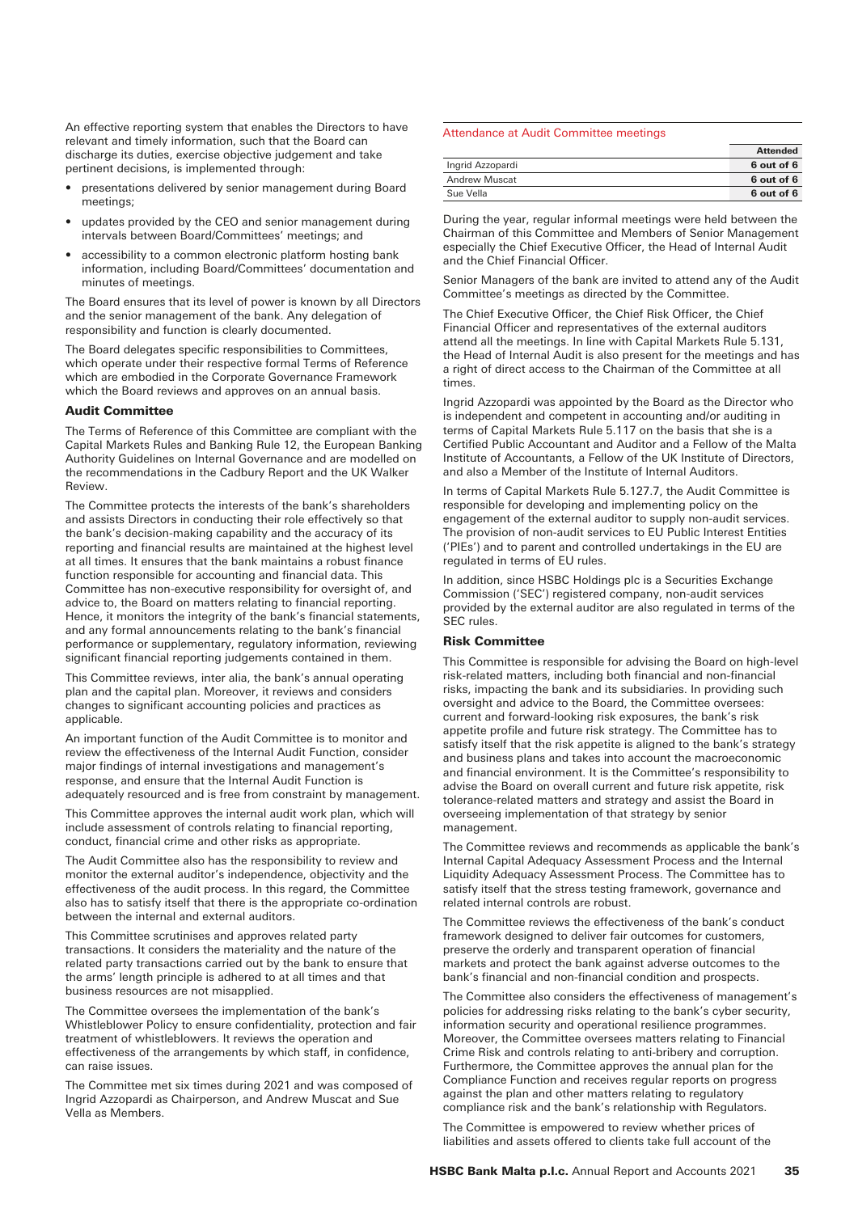An effective reporting system that enables the Directors to have relevant and timely information, such that the Board can discharge its duties, exercise objective judgement and take pertinent decisions, is implemented through:

- presentations delivered by senior management during Board meetings;
- updates provided by the CEO and senior management during intervals between Board/Committees' meetings; and
- accessibility to a common electronic platform hosting bank information, including Board/Committees' documentation and minutes of meetings.

The Board ensures that its level of power is known by all Directors and the senior management of the bank. Any delegation of responsibility and function is clearly documented.

The Board delegates specific responsibilities to Committees, which operate under their respective formal Terms of Reference which are embodied in the Corporate Governance Framework which the Board reviews and approves on an annual basis.

### Audit Committee

The Terms of Reference of this Committee are compliant with the Capital Markets Rules and Banking Rule 12, the European Banking Authority Guidelines on Internal Governance and are modelled on the recommendations in the Cadbury Report and the UK Walker Review.

The Committee protects the interests of the bank's shareholders and assists Directors in conducting their role effectively so that the bank's decision-making capability and the accuracy of its reporting and financial results are maintained at the highest level at all times. It ensures that the bank maintains a robust finance function responsible for accounting and financial data. This Committee has non-executive responsibility for oversight of, and advice to, the Board on matters relating to financial reporting. Hence, it monitors the integrity of the bank's financial statements, and any formal announcements relating to the bank's financial performance or supplementary, regulatory information, reviewing significant financial reporting judgements contained in them.

This Committee reviews, inter alia, the bank's annual operating plan and the capital plan. Moreover, it reviews and considers changes to significant accounting policies and practices as applicable.

An important function of the Audit Committee is to monitor and review the effectiveness of the Internal Audit Function, consider major findings of internal investigations and management's response, and ensure that the Internal Audit Function is adequately resourced and is free from constraint by management.

This Committee approves the internal audit work plan, which will include assessment of controls relating to financial reporting, conduct, financial crime and other risks as appropriate.

The Audit Committee also has the responsibility to review and monitor the external auditor's independence, objectivity and the effectiveness of the audit process. In this regard, the Committee also has to satisfy itself that there is the appropriate co-ordination between the internal and external auditors.

This Committee scrutinises and approves related party transactions. It considers the materiality and the nature of the related party transactions carried out by the bank to ensure that the arms' length principle is adhered to at all times and that business resources are not misapplied.

The Committee oversees the implementation of the bank's Whistleblower Policy to ensure confidentiality, protection and fair treatment of whistleblowers. It reviews the operation and effectiveness of the arrangements by which staff, in confidence, can raise issues.

The Committee met six times during 2021 and was composed of Ingrid Azzopardi as Chairperson, and Andrew Muscat and Sue Vella as Members.

Attendance at Audit Committee meetings

| | Attended |
|---|---|
| Ingrid Azzopardi | 6 out of 6 |
| Andrew Muscat | 6 out of 6 |
| Sue Vella | 6 out of 6 |

During the year, regular informal meetings were held between the Chairman of this Committee and Members of Senior Management especially the Chief Executive Officer, the Head of Internal Audit and the Chief Financial Officer.

Senior Managers of the bank are invited to attend any of the Audit Committee's meetings as directed by the Committee.

The Chief Executive Officer, the Chief Risk Officer, the Chief Financial Officer and representatives of the external auditors attend all the meetings. In line with Capital Markets Rule 5.131, the Head of Internal Audit is also present for the meetings and has a right of direct access to the Chairman of the Committee at all times.

Ingrid Azzopardi was appointed by the Board as the Director who is independent and competent in accounting and/or auditing in terms of Capital Markets Rule 5.117 on the basis that she is a Certified Public Accountant and Auditor and a Fellow of the Malta Institute of Accountants, a Fellow of the UK Institute of Directors, and also a Member of the Institute of Internal Auditors.

In terms of Capital Markets Rule 5.127.7, the Audit Committee is responsible for developing and implementing policy on the engagement of the external auditor to supply non-audit services. The provision of non-audit services to EU Public Interest Entities ('PIEs') and to parent and controlled undertakings in the EU are regulated in terms of EU rules.

In addition, since HSBC Holdings plc is a Securities Exchange Commission ('SEC') registered company, non-audit services provided by the external auditor are also regulated in terms of the SEC rules.

### Risk Committee

This Committee is responsible for advising the Board on high-level risk-related matters, including both financial and non-financial risks, impacting the bank and its subsidiaries. In providing such oversight and advice to the Board, the Committee oversees: current and forward-looking risk exposures, the bank's risk appetite profile and future risk strategy. The Committee has to satisfy itself that the risk appetite is aligned to the bank's strategy and business plans and takes into account the macroeconomic and financial environment. It is the Committee's responsibility to advise the Board on overall current and future risk appetite, risk tolerance-related matters and strategy and assist the Board in overseeing implementation of that strategy by senior management.

The Committee reviews and recommends as applicable the bank's Internal Capital Adequacy Assessment Process and the Internal Liquidity Adequacy Assessment Process. The Committee has to satisfy itself that the stress testing framework, governance and related internal controls are robust.

The Committee reviews the effectiveness of the bank's conduct framework designed to deliver fair outcomes for customers, preserve the orderly and transparent operation of financial markets and protect the bank against adverse outcomes to the bank's financial and non-financial condition and prospects.

The Committee also considers the effectiveness of management's policies for addressing risks relating to the bank's cyber security, information security and operational resilience programmes. Moreover, the Committee oversees matters relating to Financial Crime Risk and controls relating to anti-bribery and corruption. Furthermore, the Committee approves the annual plan for the Compliance Function and receives regular reports on progress against the plan and other matters relating to regulatory compliance risk and the bank's relationship with Regulators.

The Committee is empowered to review whether prices of liabilities and assets offered to clients take full account of the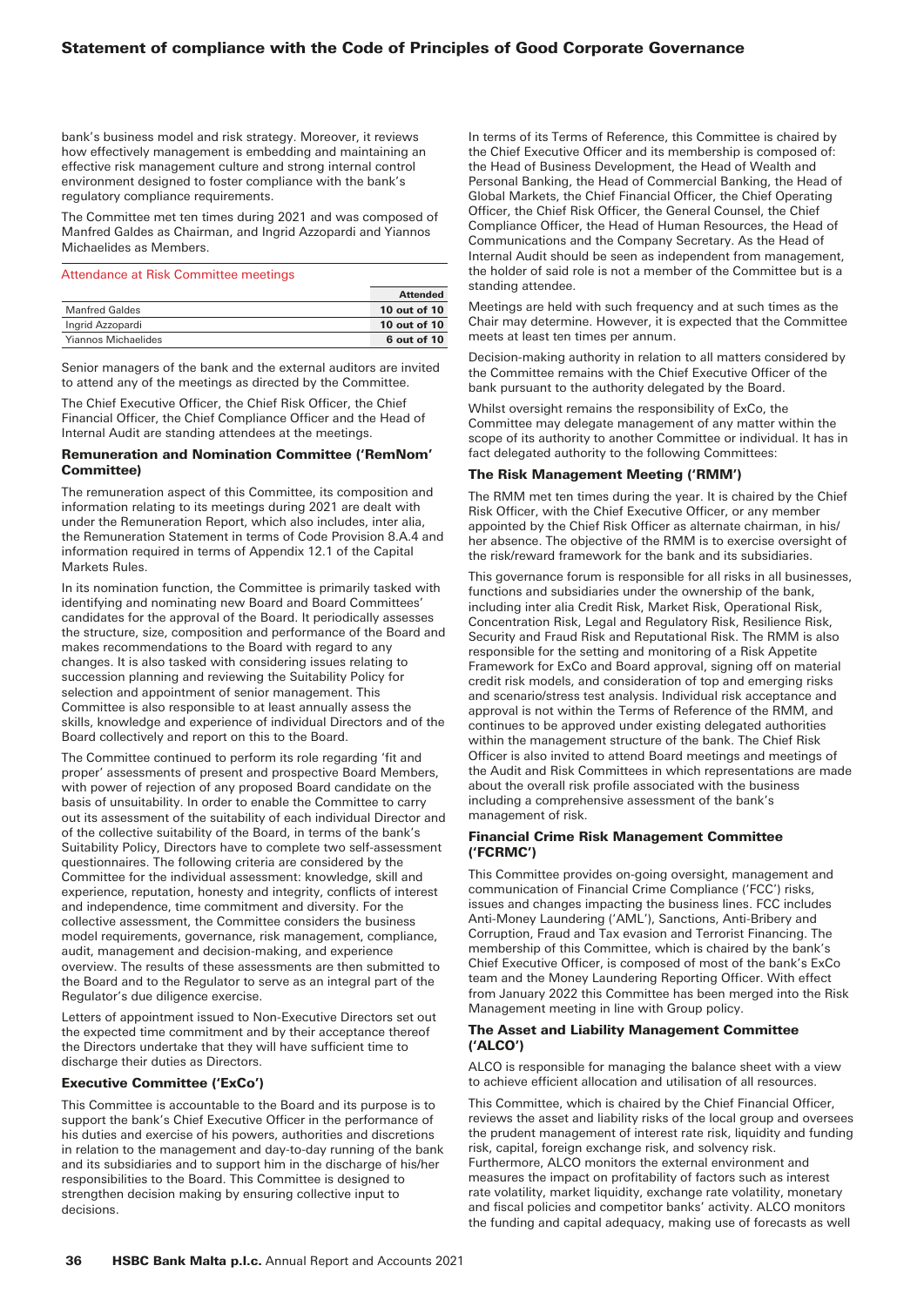bank's business model and risk strategy. Moreover, it reviews how effectively management is embedding and maintaining an effective risk management culture and strong internal control environment designed to foster compliance with the bank's regulatory compliance requirements.

The Committee met ten times during 2021 and was composed of Manfred Galdes as Chairman, and Ingrid Azzopardi and Yiannos Michaelides as Members.

Attendance at Risk Committee meetings

| | Attended |
|---|---|
| Manfred Galdes | 10 out of 10 |
| Ingrid Azzopardi | 10 out of 10 |
| Yiannos Michaelides | 6 out of 10 |

Senior managers of the bank and the external auditors are invited to attend any of the meetings as directed by the Committee.

The Chief Executive Officer, the Chief Risk Officer, the Chief Financial Officer, the Chief Compliance Officer and the Head of Internal Audit are standing attendees at the meetings.

### Remuneration and Nomination Committee ('RemNom' Committee)

The remuneration aspect of this Committee, its composition and information relating to its meetings during 2021 are dealt with under the Remuneration Report, which also includes, inter alia, the Remuneration Statement in terms of Code Provision 8.A.4 and information required in terms of Appendix 12.1 of the Capital Markets Rules.

In its nomination function, the Committee is primarily tasked with identifying and nominating new Board and Board Committees' candidates for the approval of the Board. It periodically assesses the structure, size, composition and performance of the Board and makes recommendations to the Board with regard to any changes. It is also tasked with considering issues relating to succession planning and reviewing the Suitability Policy for selection and appointment of senior management. This Committee is also responsible to at least annually assess the skills, knowledge and experience of individual Directors and of the Board collectively and report on this to the Board.

The Committee continued to perform its role regarding 'fit and proper' assessments of present and prospective Board Members, with power of rejection of any proposed Board candidate on the basis of unsuitability. In order to enable the Committee to carry out its assessment of the suitability of each individual Director and of the collective suitability of the Board, in terms of the bank's Suitability Policy, Directors have to complete two self-assessment questionnaires. The following criteria are considered by the Committee for the individual assessment: knowledge, skill and experience, reputation, honesty and integrity, conflicts of interest and independence, time commitment and diversity. For the collective assessment, the Committee considers the business model requirements, governance, risk management, compliance, audit, management and decision-making, and experience overview. The results of these assessments are then submitted to the Board and to the Regulator to serve as an integral part of the Regulator's due diligence exercise.

Letters of appointment issued to Non-Executive Directors set out the expected time commitment and by their acceptance thereof the Directors undertake that they will have sufficient time to discharge their duties as Directors.

### Executive Committee ('ExCo')

This Committee is accountable to the Board and its purpose is to support the bank's Chief Executive Officer in the performance of his duties and exercise of his powers, authorities and discretions in relation to the management and day-to-day running of the bank and its subsidiaries and to support him in the discharge of his/her responsibilities to the Board. This Committee is designed to strengthen decision making by ensuring collective input to decisions.

In terms of its Terms of Reference, this Committee is chaired by the Chief Executive Officer and its membership is composed of: the Head of Business Development, the Head of Wealth and Personal Banking, the Head of Commercial Banking, the Head of Global Markets, the Chief Financial Officer, the Chief Operating Officer, the Chief Risk Officer, the General Counsel, the Chief Compliance Officer, the Head of Human Resources, the Head of Communications and the Company Secretary. As the Head of Internal Audit should be seen as independent from management, the holder of said role is not a member of the Committee but is a standing attendee.

Meetings are held with such frequency and at such times as the Chair may determine. However, it is expected that the Committee meets at least ten times per annum.

Decision-making authority in relation to all matters considered by the Committee remains with the Chief Executive Officer of the bank pursuant to the authority delegated by the Board.

Whilst oversight remains the responsibility of ExCo, the Committee may delegate management of any matter within the scope of its authority to another Committee or individual. It has in fact delegated authority to the following Committees:

### The Risk Management Meeting ('RMM')

The RMM met ten times during the year. It is chaired by the Chief Risk Officer, with the Chief Executive Officer, or any member appointed by the Chief Risk Officer as alternate chairman, in his/her absence. The objective of the RMM is to exercise oversight of the risk/reward framework for the bank and its subsidiaries.

This governance forum is responsible for all risks in all businesses, functions and subsidiaries under the ownership of the bank, including inter alia Credit Risk, Market Risk, Operational Risk, Concentration Risk, Legal and Regulatory Risk, Resilience Risk, Security and Fraud Risk and Reputational Risk. The RMM is also responsible for the setting and monitoring of a Risk Appetite Framework for ExCo and Board approval, signing off on material credit risk models, and consideration of top and emerging risks and scenario/stress test analysis. Individual risk acceptance and approval is not within the Terms of Reference of the RMM, and continues to be approved under existing delegated authorities within the management structure of the bank. The Chief Risk Officer is also invited to attend Board meetings and meetings of the Audit and Risk Committees in which representations are made about the overall risk profile associated with the business including a comprehensive assessment of the bank's management of risk.

### Financial Crime Risk Management Committee ('FCRMC')

This Committee provides on-going oversight, management and communication of Financial Crime Compliance ('FCC') risks, issues and changes impacting the business lines. FCC includes Anti-Money Laundering ('AML'), Sanctions, Anti-Bribery and Corruption, Fraud and Tax evasion and Terrorist Financing. The membership of this Committee, which is chaired by the bank's Chief Executive Officer, is composed of most of the bank's ExCo team and the Money Laundering Reporting Officer. With effect from January 2022 this Committee has been merged into the Risk Management meeting in line with Group policy.

### The Asset and Liability Management Committee ('ALCO')

ALCO is responsible for managing the balance sheet with a view to achieve efficient allocation and utilisation of all resources.

This Committee, which is chaired by the Chief Financial Officer, reviews the asset and liability risks of the local group and oversees the prudent management of interest rate risk, liquidity and funding risk, capital, foreign exchange risk, and solvency risk. Furthermore, ALCO monitors the external environment and measures the impact on profitability of factors such as interest rate volatility, market liquidity, exchange rate volatility, monetary and fiscal policies and competitor banks' activity. ALCO monitors the funding and capital adequacy, making use of forecasts as well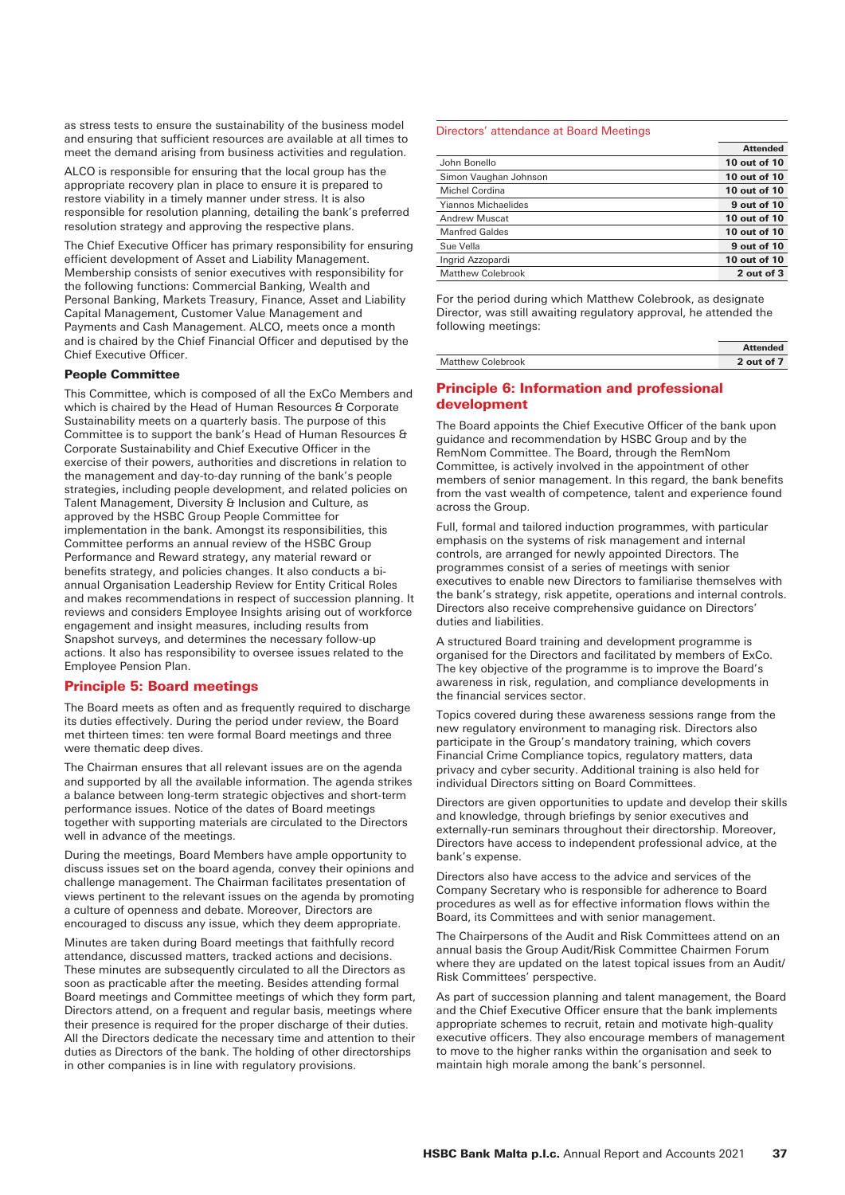as stress tests to ensure the sustainability of the business model and ensuring that sufficient resources are available at all times to meet the demand arising from business activities and regulation.

ALCO is responsible for ensuring that the local group has the appropriate recovery plan in place to ensure it is prepared to restore viability in a timely manner under stress. It is also responsible for resolution planning, detailing the bank's preferred resolution strategy and approving the respective plans.

The Chief Executive Officer has primary responsibility for ensuring efficient development of Asset and Liability Management. Membership consists of senior executives with responsibility for the following functions: Commercial Banking, Wealth and Personal Banking, Markets Treasury, Finance, Asset and Liability Capital Management, Customer Value Management and Payments and Cash Management. ALCO, meets once a month and is chaired by the Chief Financial Officer and deputised by the Chief Executive Officer.

**People Committee**

This Committee, which is composed of all the ExCo Members and which is chaired by the Head of Human Resources & Corporate Sustainability meets on a quarterly basis. The purpose of this Committee is to support the bank's Head of Human Resources & Corporate Sustainability and Chief Executive Officer in the exercise of their powers, authorities and discretions in relation to the management and day-to-day running of the bank's people strategies, including people development, and related policies on Talent Management, Diversity & Inclusion and Culture, as approved by the HSBC Group People Committee for implementation in the bank. Amongst its responsibilities, this Committee performs an annual review of the HSBC Group Performance and Reward strategy, any material reward or benefits strategy, and policies changes. It also conducts a bi-annual Organisation Leadership Review for Entity Critical Roles and makes recommendations in respect of succession planning. It reviews and considers Employee Insights arising out of workforce engagement and insight measures, including results from Snapshot surveys, and determines the necessary follow-up actions. It also has responsibility to oversee issues related to the Employee Pension Plan.

## Principle 5: Board meetings

The Board meets as often and as frequently required to discharge its duties effectively. During the period under review, the Board met thirteen times: ten were formal Board meetings and three were thematic deep dives.

The Chairman ensures that all relevant issues are on the agenda and supported by all the available information. The agenda strikes a balance between long-term strategic objectives and short-term performance issues. Notice of the dates of Board meetings together with supporting materials are circulated to the Directors well in advance of the meetings.

During the meetings, Board Members have ample opportunity to discuss issues set on the board agenda, convey their opinions and challenge management. The Chairman facilitates presentation of views pertinent to the relevant issues on the agenda by promoting a culture of openness and debate. Moreover, Directors are encouraged to discuss any issue, which they deem appropriate.

Minutes are taken during Board meetings that faithfully record attendance, discussed matters, tracked actions and decisions. These minutes are subsequently circulated to all the Directors as soon as practicable after the meeting. Besides attending formal Board meetings and Committee meetings of which they form part, Directors attend, on a frequent and regular basis, meetings where their presence is required for the proper discharge of their duties. All the Directors dedicate the necessary time and attention to their duties as Directors of the bank. The holding of other directorships in other companies is in line with regulatory provisions.

Directors' attendance at Board Meetings

| | Attended |
|---|---|
| John Bonello | 10 out of 10 |
| Simon Vaughan Johnson | 10 out of 10 |
| Michel Cordina | 10 out of 10 |
| Yiannos Michaelides | 9 out of 10 |
| Andrew Muscat | 10 out of 10 |
| Manfred Galdes | 10 out of 10 |
| Sue Vella | 9 out of 10 |
| Ingrid Azzopardi | 10 out of 10 |
| Matthew Colebrook | 2 out of 3 |

For the period during which Matthew Colebrook, as designate Director, was still awaiting regulatory approval, he attended the following meetings:

| | Attended |
|---|---|
| Matthew Colebrook | 2 out of 7 |

## Principle 6: Information and professional development

The Board appoints the Chief Executive Officer of the bank upon guidance and recommendation by HSBC Group and by the RemNom Committee. The Board, through the RemNom Committee, is actively involved in the appointment of other members of senior management. In this regard, the bank benefits from the vast wealth of competence, talent and experience found across the Group.

Full, formal and tailored induction programmes, with particular emphasis on the systems of risk management and internal controls, are arranged for newly appointed Directors. The programmes consist of a series of meetings with senior executives to enable new Directors to familiarise themselves with the bank's strategy, risk appetite, operations and internal controls. Directors also receive comprehensive guidance on Directors' duties and liabilities.

A structured Board training and development programme is organised for the Directors and facilitated by members of ExCo. The key objective of the programme is to improve the Board's awareness in risk, regulation, and compliance developments in the financial services sector.

Topics covered during these awareness sessions range from the new regulatory environment to managing risk. Directors also participate in the Group's mandatory training, which covers Financial Crime Compliance topics, regulatory matters, data privacy and cyber security. Additional training is also held for individual Directors sitting on Board Committees.

Directors are given opportunities to update and develop their skills and knowledge, through briefings by senior executives and externally-run seminars throughout their directorship. Moreover, Directors have access to independent professional advice, at the bank's expense.

Directors also have access to the advice and services of the Company Secretary who is responsible for adherence to Board procedures as well as for effective information flows within the Board, its Committees and with senior management.

The Chairpersons of the Audit and Risk Committees attend on an annual basis the Group Audit/Risk Committee Chairmen Forum where they are updated on the latest topical issues from an Audit/Risk Committees' perspective.

As part of succession planning and talent management, the Board and the Chief Executive Officer ensure that the bank implements appropriate schemes to recruit, retain and motivate high-quality executive officers. They also encourage members of management to move to the higher ranks within the organisation and seek to maintain high morale among the bank's personnel.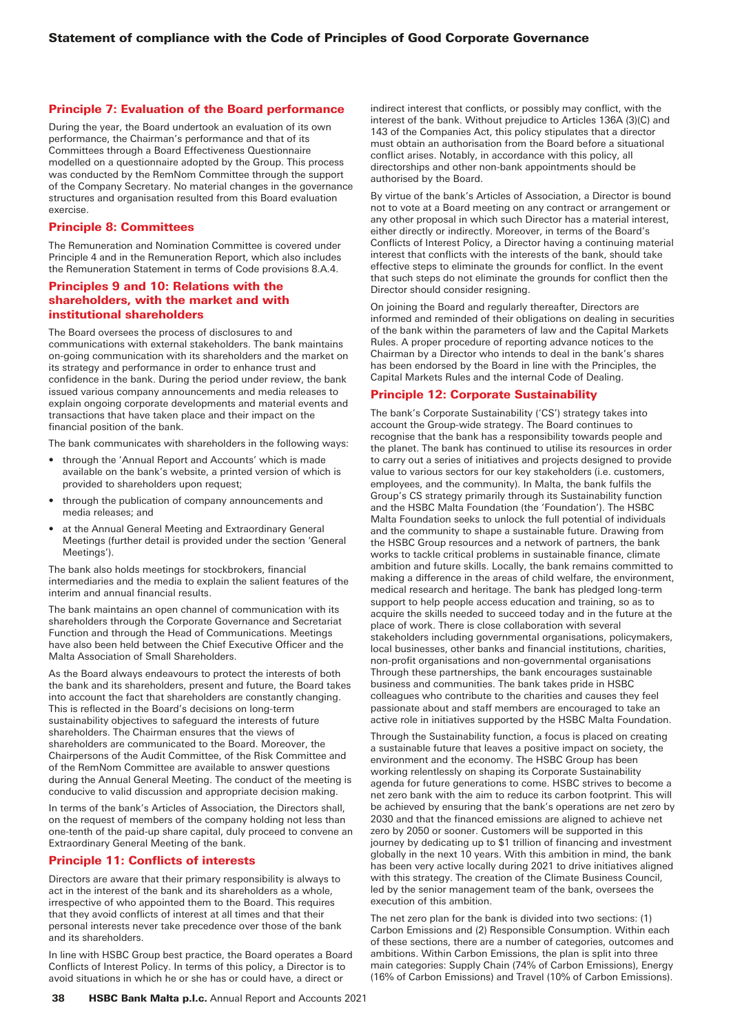## Principle 7: Evaluation of the Board performance

During the year, the Board undertook an evaluation of its own performance, the Chairman's performance and that of its Committees through a Board Effectiveness Questionnaire modelled on a questionnaire adopted by the Group. This process was conducted by the RemNom Committee through the support of the Company Secretary. No material changes in the governance structures and organisation resulted from this Board evaluation exercise.

## Principle 8: Committees

The Remuneration and Nomination Committee is covered under Principle 4 and in the Remuneration Report, which also includes the Remuneration Statement in terms of Code provisions 8.A.4.

## Principles 9 and 10: Relations with the shareholders, with the market and with institutional shareholders

The Board oversees the process of disclosures to and communications with external stakeholders. The bank maintains on-going communication with its shareholders and the market on its strategy and performance in order to enhance trust and confidence in the bank. During the period under review, the bank issued various company announcements and media releases to explain ongoing corporate developments and material events and transactions that have taken place and their impact on the financial position of the bank.

The bank communicates with shareholders in the following ways:

- through the 'Annual Report and Accounts' which is made available on the bank's website, a printed version of which is provided to shareholders upon request;
- through the publication of company announcements and media releases; and
- at the Annual General Meeting and Extraordinary General Meetings (further detail is provided under the section 'General Meetings').

The bank also holds meetings for stockbrokers, financial intermediaries and the media to explain the salient features of the interim and annual financial results.

The bank maintains an open channel of communication with its shareholders through the Corporate Governance and Secretariat Function and through the Head of Communications. Meetings have also been held between the Chief Executive Officer and the Malta Association of Small Shareholders.

As the Board always endeavours to protect the interests of both the bank and its shareholders, present and future, the Board takes into account the fact that shareholders are constantly changing. This is reflected in the Board's decisions on long-term sustainability objectives to safeguard the interests of future shareholders. The Chairman ensures that the views of shareholders are communicated to the Board. Moreover, the Chairpersons of the Audit Committee, of the Risk Committee and of the RemNom Committee are available to answer questions during the Annual General Meeting. The conduct of the meeting is conducive to valid discussion and appropriate decision making.

In terms of the bank's Articles of Association, the Directors shall, on the request of members of the company holding not less than one-tenth of the paid-up share capital, duly proceed to convene an Extraordinary General Meeting of the bank.

## Principle 11: Conflicts of interests

Directors are aware that their primary responsibility is always to act in the interest of the bank and its shareholders as a whole, irrespective of who appointed them to the Board. This requires that they avoid conflicts of interest at all times and that their personal interests never take precedence over those of the bank and its shareholders.

In line with HSBC Group best practice, the Board operates a Board Conflicts of Interest Policy. In terms of this policy, a Director is to avoid situations in which he or she has or could have, a direct or indirect interest that conflicts, or possibly may conflict, with the interest of the bank. Without prejudice to Articles 136A (3)(C) and 143 of the Companies Act, this policy stipulates that a director must obtain an authorisation from the Board before a situational conflict arises. Notably, in accordance with this policy, all directorships and other non-bank appointments should be authorised by the Board.

By virtue of the bank's Articles of Association, a Director is bound not to vote at a Board meeting on any contract or arrangement or any other proposal in which such Director has a material interest, either directly or indirectly. Moreover, in terms of the Board's Conflicts of Interest Policy, a Director having a continuing material interest that conflicts with the interests of the bank, should take effective steps to eliminate the grounds for conflict. In the event that such steps do not eliminate the grounds for conflict then the Director should consider resigning.

On joining the Board and regularly thereafter, Directors are informed and reminded of their obligations on dealing in securities of the bank within the parameters of law and the Capital Markets Rules. A proper procedure of reporting advance notices to the Chairman by a Director who intends to deal in the bank's shares has been endorsed by the Board in line with the Principles, the Capital Markets Rules and the internal Code of Dealing.

## Principle 12: Corporate Sustainability

The bank's Corporate Sustainability ('CS') strategy takes into account the Group-wide strategy. The Board continues to recognise that the bank has a responsibility towards people and the planet. The bank has continued to utilise its resources in order to carry out a series of initiatives and projects designed to provide value to various sectors for our key stakeholders (i.e. customers, employees, and the community). In Malta, the bank fulfils the Group's CS strategy primarily through its Sustainability function and the HSBC Malta Foundation (the 'Foundation'). The HSBC Malta Foundation seeks to unlock the full potential of individuals and the community to shape a sustainable future. Drawing from the HSBC Group resources and a network of partners, the bank works to tackle critical problems in sustainable finance, climate ambition and future skills. Locally, the bank remains committed to making a difference in the areas of child welfare, the environment, medical research and heritage. The bank has pledged long-term support to help people access education and training, so as to acquire the skills needed to succeed today and in the future at the place of work. There is close collaboration with several stakeholders including governmental organisations, policymakers, local businesses, other banks and financial institutions, charities, non-profit organisations and non-governmental organisations Through these partnerships, the bank encourages sustainable business and communities. The bank takes pride in HSBC colleagues who contribute to the charities and causes they feel passionate about and staff members are encouraged to take an active role in initiatives supported by the HSBC Malta Foundation.

Through the Sustainability function, a focus is placed on creating a sustainable future that leaves a positive impact on society, the environment and the economy. The HSBC Group has been working relentlessly on shaping its Corporate Sustainability agenda for future generations to come. HSBC strives to become a net zero bank with the aim to reduce its carbon footprint. This will be achieved by ensuring that the bank's operations are net zero by 2030 and that the financed emissions are aligned to achieve net zero by 2050 or sooner. Customers will be supported in this journey by dedicating up to $1 trillion of financing and investment globally in the next 10 years. With this ambition in mind, the bank has been very active locally during 2021 to drive initiatives aligned with this strategy. The creation of the Climate Business Council, led by the senior management team of the bank, oversees the execution of this ambition.

The net zero plan for the bank is divided into two sections: (1) Carbon Emissions and (2) Responsible Consumption. Within each of these sections, there are a number of categories, outcomes and ambitions. Within Carbon Emissions, the plan is split into three main categories: Supply Chain (74% of Carbon Emissions), Energy (16% of Carbon Emissions) and Travel (10% of Carbon Emissions).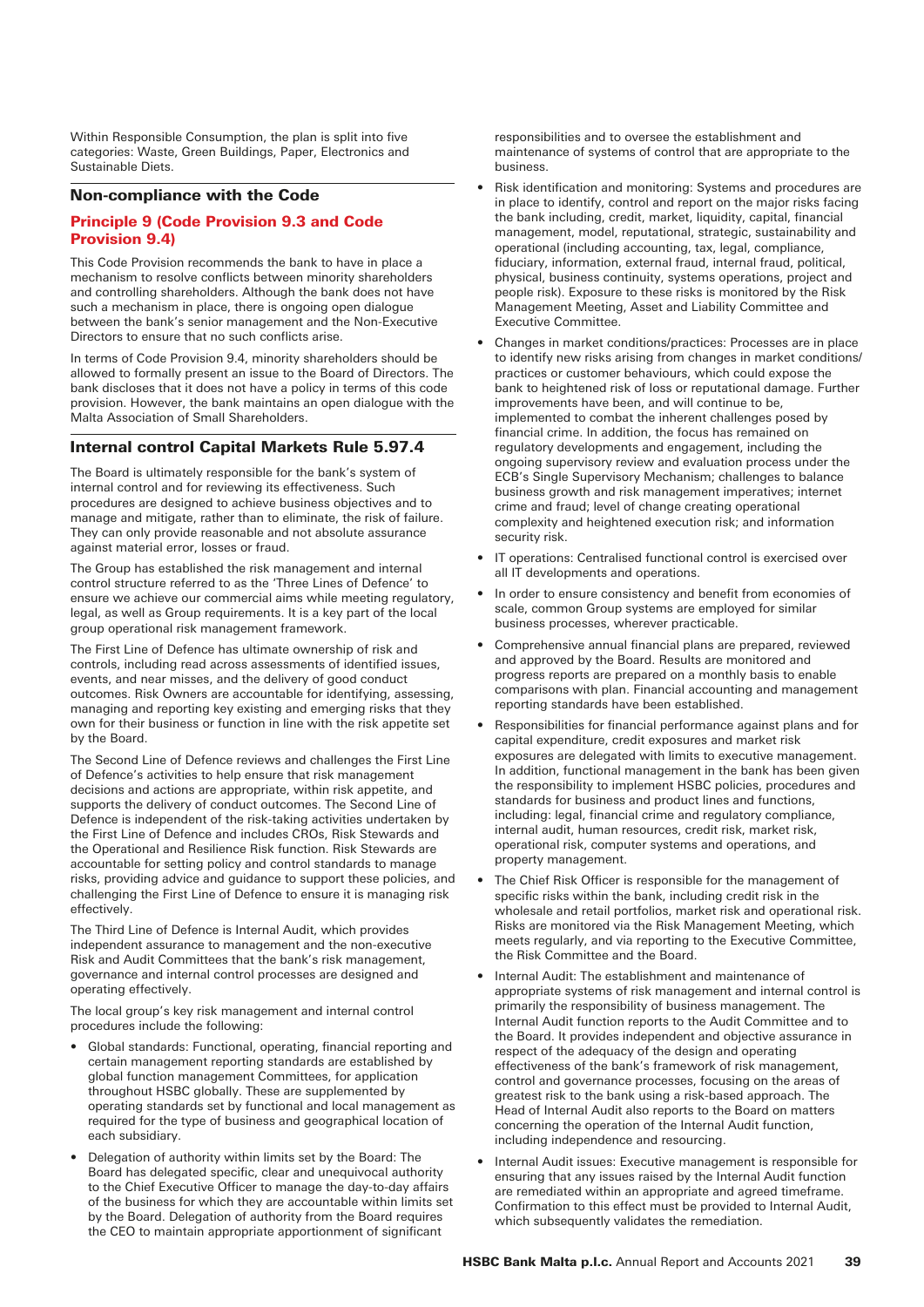Within Responsible Consumption, the plan is split into five categories: Waste, Green Buildings, Paper, Electronics and Sustainable Diets.

## Non-compliance with the Code

### Principle 9 (Code Provision 9.3 and Code Provision 9.4)

This Code Provision recommends the bank to have in place a mechanism to resolve conflicts between minority shareholders and controlling shareholders. Although the bank does not have such a mechanism in place, there is ongoing open dialogue between the bank's senior management and the Non-Executive Directors to ensure that no such conflicts arise.

In terms of Code Provision 9.4, minority shareholders should be allowed to formally present an issue to the Board of Directors. The bank discloses that it does not have a policy in terms of this code provision. However, the bank maintains an open dialogue with the Malta Association of Small Shareholders.

## Internal control Capital Markets Rule 5.97.4

The Board is ultimately responsible for the bank's system of internal control and for reviewing its effectiveness. Such procedures are designed to achieve business objectives and to manage and mitigate, rather than to eliminate, the risk of failure. They can only provide reasonable and not absolute assurance against material error, losses or fraud.

The Group has established the risk management and internal control structure referred to as the 'Three Lines of Defence' to ensure we achieve our commercial aims while meeting regulatory, legal, as well as Group requirements. It is a key part of the local group operational risk management framework.

The First Line of Defence has ultimate ownership of risk and controls, including read across assessments of identified issues, events, and near misses, and the delivery of good conduct outcomes. Risk Owners are accountable for identifying, assessing, managing and reporting key existing and emerging risks that they own for their business or function in line with the risk appetite set by the Board.

The Second Line of Defence reviews and challenges the First Line of Defence's activities to help ensure that risk management decisions and actions are appropriate, within risk appetite, and supports the delivery of conduct outcomes. The Second Line of Defence is independent of the risk-taking activities undertaken by the First Line of Defence and includes CROs, Risk Stewards and the Operational and Resilience Risk function. Risk Stewards are accountable for setting policy and control standards to manage risks, providing advice and guidance to support these policies, and challenging the First Line of Defence to ensure it is managing risk effectively.

The Third Line of Defence is Internal Audit, which provides independent assurance to management and the non-executive Risk and Audit Committees that the bank's risk management, governance and internal control processes are designed and operating effectively.

The local group's key risk management and internal control procedures include the following:

- Global standards: Functional, operating, financial reporting and certain management reporting standards are established by global function management Committees, for application throughout HSBC globally. These are supplemented by operating standards set by functional and local management as required for the type of business and geographical location of each subsidiary.
- Delegation of authority within limits set by the Board: The Board has delegated specific, clear and unequivocal authority to the Chief Executive Officer to manage the day-to-day affairs of the business for which they are accountable within limits set by the Board. Delegation of authority from the Board requires the CEO to maintain appropriate apportionment of significant responsibilities and to oversee the establishment and maintenance of systems of control that are appropriate to the business.
- Risk identification and monitoring: Systems and procedures are in place to identify, control and report on the major risks facing the bank including, credit, market, liquidity, capital, financial management, model, reputational, strategic, sustainability and operational (including accounting, tax, legal, compliance, fiduciary, information, external fraud, internal fraud, political, physical, business continuity, systems operations, project and people risk). Exposure to these risks is monitored by the Risk Management Meeting, Asset and Liability Committee and Executive Committee.
- Changes in market conditions/practices: Processes are in place to identify new risks arising from changes in market conditions/ practices or customer behaviours, which could expose the bank to heightened risk of loss or reputational damage. Further improvements have been, and will continue to be, implemented to combat the inherent challenges posed by financial crime. In addition, the focus has remained on regulatory developments and engagement, including the ongoing supervisory review and evaluation process under the ECB's Single Supervisory Mechanism; challenges to balance business growth and risk management imperatives; internet crime and fraud; level of change creating operational complexity and heightened execution risk; and information security risk.
- IT operations: Centralised functional control is exercised over all IT developments and operations.
- In order to ensure consistency and benefit from economies of scale, common Group systems are employed for similar business processes, wherever practicable.
- Comprehensive annual financial plans are prepared, reviewed and approved by the Board. Results are monitored and progress reports are prepared on a monthly basis to enable comparisons with plan. Financial accounting and management reporting standards have been established.
- Responsibilities for financial performance against plans and for capital expenditure, credit exposures and market risk exposures are delegated with limits to executive management. In addition, functional management in the bank has been given the responsibility to implement HSBC policies, procedures and standards for business and product lines and functions, including: legal, financial crime and regulatory compliance, internal audit, human resources, credit risk, market risk, operational risk, computer systems and operations, and property management.
- The Chief Risk Officer is responsible for the management of specific risks within the bank, including credit risk in the wholesale and retail portfolios, market risk and operational risk. Risks are monitored via the Risk Management Meeting, which meets regularly, and via reporting to the Executive Committee, the Risk Committee and the Board.
- Internal Audit: The establishment and maintenance of appropriate systems of risk management and internal control is primarily the responsibility of business management. The Internal Audit function reports to the Audit Committee and to the Board. It provides independent and objective assurance in respect of the adequacy of the design and operating effectiveness of the bank's framework of risk management, control and governance processes, focusing on the areas of greatest risk to the bank using a risk-based approach. The Head of Internal Audit also reports to the Board on matters concerning the operation of the Internal Audit function, including independence and resourcing.
- Internal Audit issues: Executive management is responsible for ensuring that any issues raised by the Internal Audit function are remediated within an appropriate and agreed timeframe. Confirmation to this effect must be provided to Internal Audit, which subsequently validates the remediation.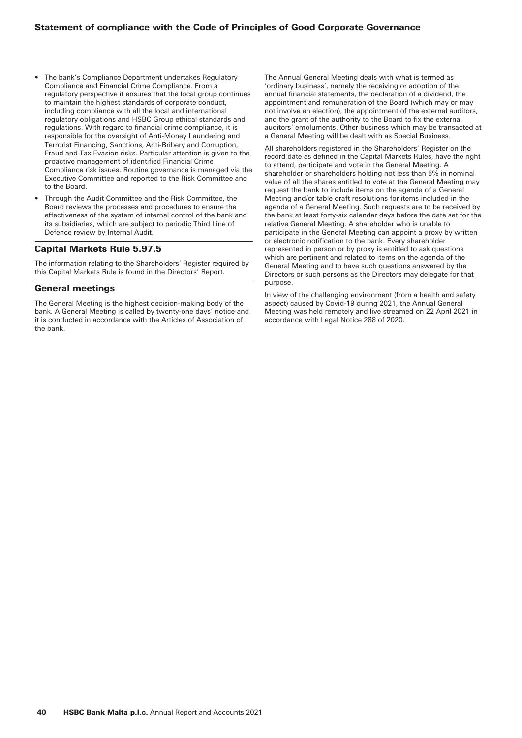- The bank's Compliance Department undertakes Regulatory Compliance and Financial Crime Compliance. From a regulatory perspective it ensures that the local group continues to maintain the highest standards of corporate conduct, including compliance with all the local and international regulatory obligations and HSBC Group ethical standards and regulations. With regard to financial crime compliance, it is responsible for the oversight of Anti-Money Laundering and Terrorist Financing, Sanctions, Anti-Bribery and Corruption, Fraud and Tax Evasion risks. Particular attention is given to the proactive management of identified Financial Crime Compliance risk issues. Routine governance is managed via the Executive Committee and reported to the Risk Committee and to the Board.
- Through the Audit Committee and the Risk Committee, the Board reviews the processes and procedures to ensure the effectiveness of the system of internal control of the bank and its subsidiaries, which are subject to periodic Third Line of Defence review by Internal Audit.

## Capital Markets Rule 5.97.5

The information relating to the Shareholders' Register required by this Capital Markets Rule is found in the Directors' Report.

## General meetings

The General Meeting is the highest decision-making body of the bank. A General Meeting is called by twenty-one days' notice and it is conducted in accordance with the Articles of Association of the bank.

The Annual General Meeting deals with what is termed as 'ordinary business', namely the receiving or adoption of the annual financial statements, the declaration of a dividend, the appointment and remuneration of the Board (which may or may not involve an election), the appointment of the external auditors, and the grant of the authority to the Board to fix the external auditors' emoluments. Other business which may be transacted at a General Meeting will be dealt with as Special Business.

All shareholders registered in the Shareholders' Register on the record date as defined in the Capital Markets Rules, have the right to attend, participate and vote in the General Meeting. A shareholder or shareholders holding not less than 5% in nominal value of all the shares entitled to vote at the General Meeting may request the bank to include items on the agenda of a General Meeting and/or table draft resolutions for items included in the agenda of a General Meeting. Such requests are to be received by the bank at least forty-six calendar days before the date set for the relative General Meeting. A shareholder who is unable to participate in the General Meeting can appoint a proxy by written or electronic notification to the bank. Every shareholder represented in person or by proxy is entitled to ask questions which are pertinent and related to items on the agenda of the General Meeting and to have such questions answered by the Directors or such persons as the Directors may delegate for that purpose.

In view of the challenging environment (from a health and safety aspect) caused by Covid-19 during 2021, the Annual General Meeting was held remotely and live streamed on 22 April 2021 in accordance with Legal Notice 288 of 2020.